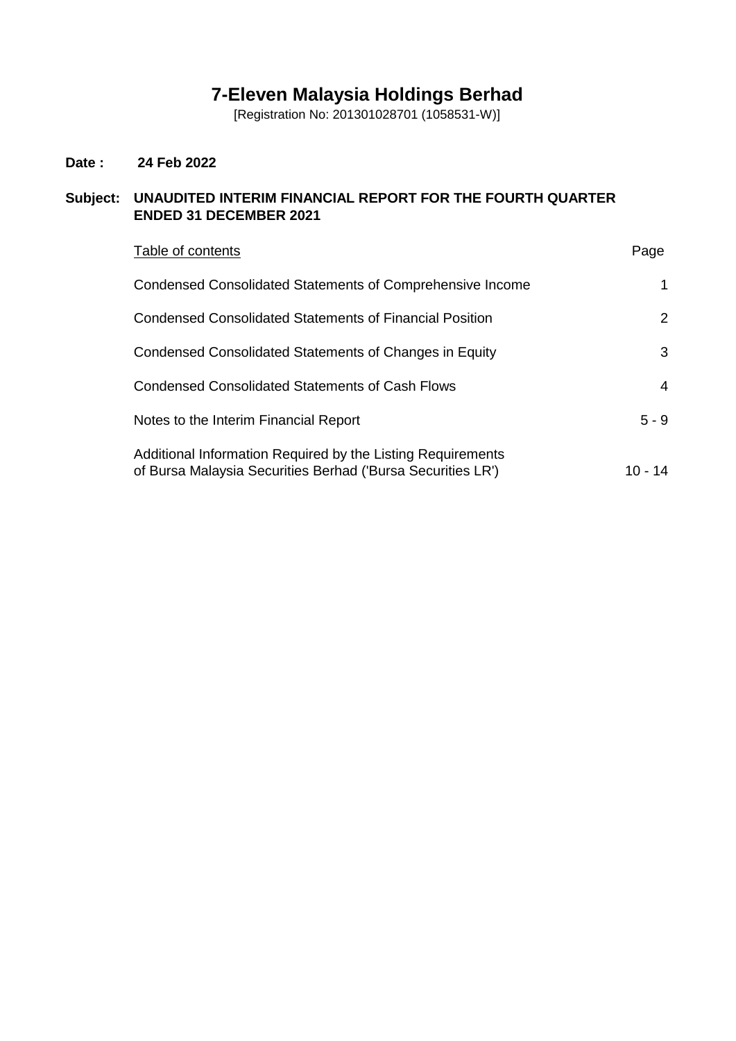# 7-Eleven Malaysia Holdings Berhad

[Registration No: 201301028701 (1058531-W)]

**Date :** **24 Feb 2022**

**Subject:** **UNAUDITED INTERIM FINANCIAL REPORT FOR THE FOURTH QUARTER ENDED 31 DECEMBER 2021**

| Table of contents | Page |
|---|---|
| Condensed Consolidated Statements of Comprehensive Income | 1 |
| Condensed Consolidated Statements of Financial Position | 2 |
| Condensed Consolidated Statements of Changes in Equity | 3 |
| Condensed Consolidated Statements of Cash Flows | 4 |
| Notes to the Interim Financial Report | 5 - 9 |
| Additional Information Required by the Listing Requirements of Bursa Malaysia Securities Berhad ('Bursa Securities LR') | 10 - 14 |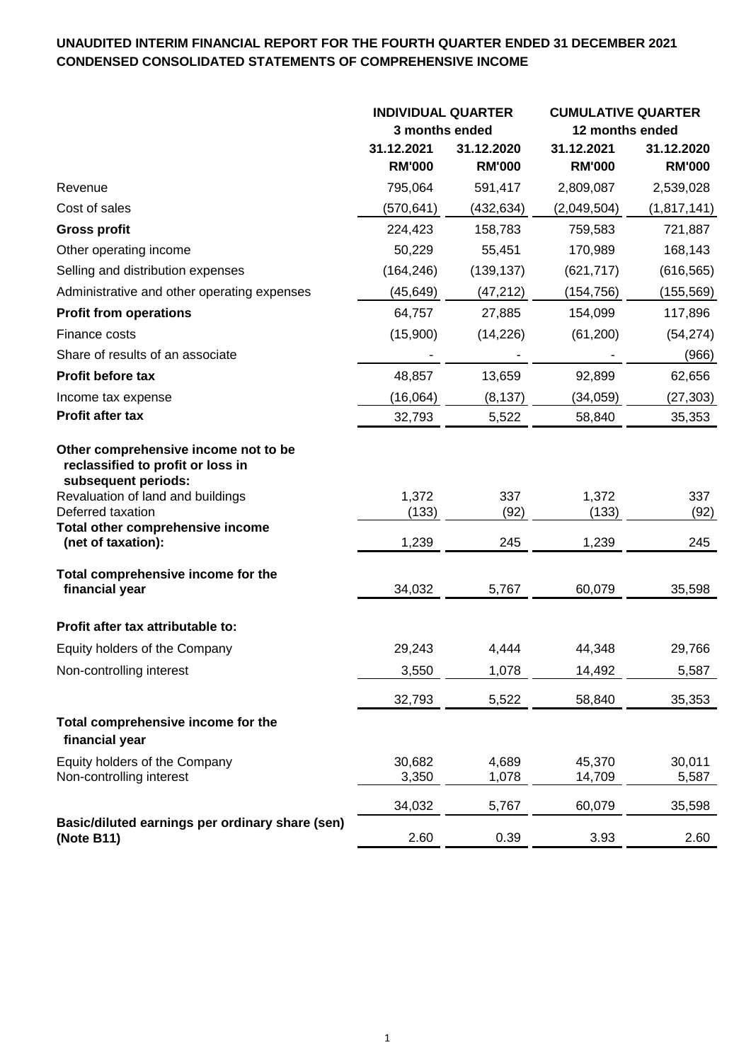**UNAUDITED INTERIM FINANCIAL REPORT FOR THE FOURTH QUARTER ENDED 31 DECEMBER 2021**
**CONDENSED CONSOLIDATED STATEMENTS OF COMPREHENSIVE INCOME**

| | INDIVIDUAL QUARTER | | CUMULATIVE QUARTER | |
|---|---|---|---|---|
| | 3 months ended | | 12 months ended | |
| | 31.12.2021 | 31.12.2020 | 31.12.2021 | 31.12.2020 |
| | RM'000 | RM'000 | RM'000 | RM'000 |
| Revenue | 795,064 | 591,417 | 2,809,087 | 2,539,028 |
| Cost of sales | (570,641) | (432,634) | (2,049,504) | (1,817,141) |
| **Gross profit** | 224,423 | 158,783 | 759,583 | 721,887 |
| Other operating income | 50,229 | 55,451 | 170,989 | 168,143 |
| Selling and distribution expenses | (164,246) | (139,137) | (621,717) | (616,565) |
| Administrative and other operating expenses | (45,649) | (47,212) | (154,756) | (155,569) |
| **Profit from operations** | 64,757 | 27,885 | 154,099 | 117,896 |
| Finance costs | (15,900) | (14,226) | (61,200) | (54,274) |
| Share of results of an associate | - | - | - | (966) |
| **Profit before tax** | 48,857 | 13,659 | 92,899 | 62,656 |
| Income tax expense | (16,064) | (8,137) | (34,059) | (27,303) |
| **Profit after tax** | 32,793 | 5,522 | 58,840 | 35,353 |
| **Other comprehensive income not to be reclassified to profit or loss in subsequent periods:** | | | | |
| Revaluation of land and buildings | 1,372 | 337 | 1,372 | 337 |
| Deferred taxation | (133) | (92) | (133) | (92) |
| **Total other comprehensive income (net of taxation):** | 1,239 | 245 | 1,239 | 245 |
| **Total comprehensive income for the financial year** | 34,032 | 5,767 | 60,079 | 35,598 |
| **Profit after tax attributable to:** | | | | |
| Equity holders of the Company | 29,243 | 4,444 | 44,348 | 29,766 |
| Non-controlling interest | 3,550 | 1,078 | 14,492 | 5,587 |
| | 32,793 | 5,522 | 58,840 | 35,353 |
| **Total comprehensive income for the financial year** | | | | |
| Equity holders of the Company | 30,682 | 4,689 | 45,370 | 30,011 |
| Non-controlling interest | 3,350 | 1,078 | 14,709 | 5,587 |
| | 34,032 | 5,767 | 60,079 | 35,598 |
| **Basic/diluted earnings per ordinary share (sen) (Note B11)** | 2.60 | 0.39 | 3.93 | 2.60 |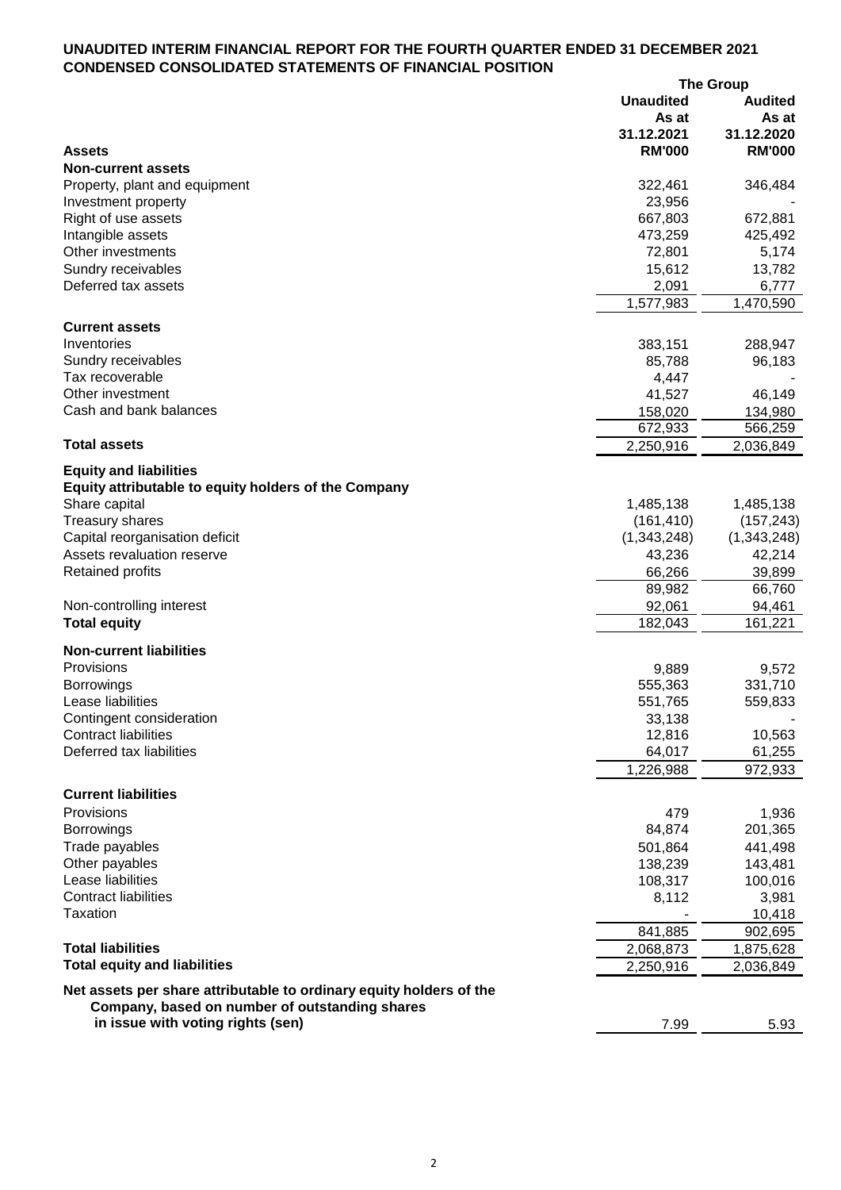**UNAUDITED INTERIM FINANCIAL REPORT FOR THE FOURTH QUARTER ENDED 31 DECEMBER 2021**
**CONDENSED CONSOLIDATED STATEMENTS OF FINANCIAL POSITION**

| | The Group | |
|---|---|---|
| | **Unaudited** | **Audited** |
| | **As at** | **As at** |
| | **31.12.2021** | **31.12.2020** |
| **Assets** | **RM'000** | **RM'000** |
| **Non-current assets** | | |
| Property, plant and equipment | 322,461 | 346,484 |
| Investment property | 23,956 | - |
| Right of use assets | 667,803 | 672,881 |
| Intangible assets | 473,259 | 425,492 |
| Other investments | 72,801 | 5,174 |
| Sundry receivables | 15,612 | 13,782 |
| Deferred tax assets | 2,091 | 6,777 |
| | 1,577,983 | 1,470,590 |
| **Current assets** | | |
| Inventories | 383,151 | 288,947 |
| Sundry receivables | 85,788 | 96,183 |
| Tax recoverable | 4,447 | - |
| Other investment | 41,527 | 46,149 |
| Cash and bank balances | 158,020 | 134,980 |
| | 672,933 | 566,259 |
| **Total assets** | 2,250,916 | 2,036,849 |
| **Equity and liabilities** | | |
| **Equity attributable to equity holders of the Company** | | |
| Share capital | 1,485,138 | 1,485,138 |
| Treasury shares | (161,410) | (157,243) |
| Capital reorganisation deficit | (1,343,248) | (1,343,248) |
| Assets revaluation reserve | 43,236 | 42,214 |
| Retained profits | 66,266 | 39,899 |
| | 89,982 | 66,760 |
| Non-controlling interest | 92,061 | 94,461 |
| **Total equity** | 182,043 | 161,221 |
| **Non-current liabilities** | | |
| Provisions | 9,889 | 9,572 |
| Borrowings | 555,363 | 331,710 |
| Lease liabilities | 551,765 | 559,833 |
| Contingent consideration | 33,138 | - |
| Contract liabilities | 12,816 | 10,563 |
| Deferred tax liabilities | 64,017 | 61,255 |
| | 1,226,988 | 972,933 |
| **Current liabilities** | | |
| Provisions | 479 | 1,936 |
| Borrowings | 84,874 | 201,365 |
| Trade payables | 501,864 | 441,498 |
| Other payables | 138,239 | 143,481 |
| Lease liabilities | 108,317 | 100,016 |
| Contract liabilities | 8,112 | 3,981 |
| Taxation | - | 10,418 |
| | 841,885 | 902,695 |
| **Total liabilities** | 2,068,873 | 1,875,628 |
| **Total equity and liabilities** | 2,250,916 | 2,036,849 |
| **Net assets per share attributable to ordinary equity holders of the Company, based on number of outstanding shares in issue with voting rights (sen)** | 7.99 | 5.93 |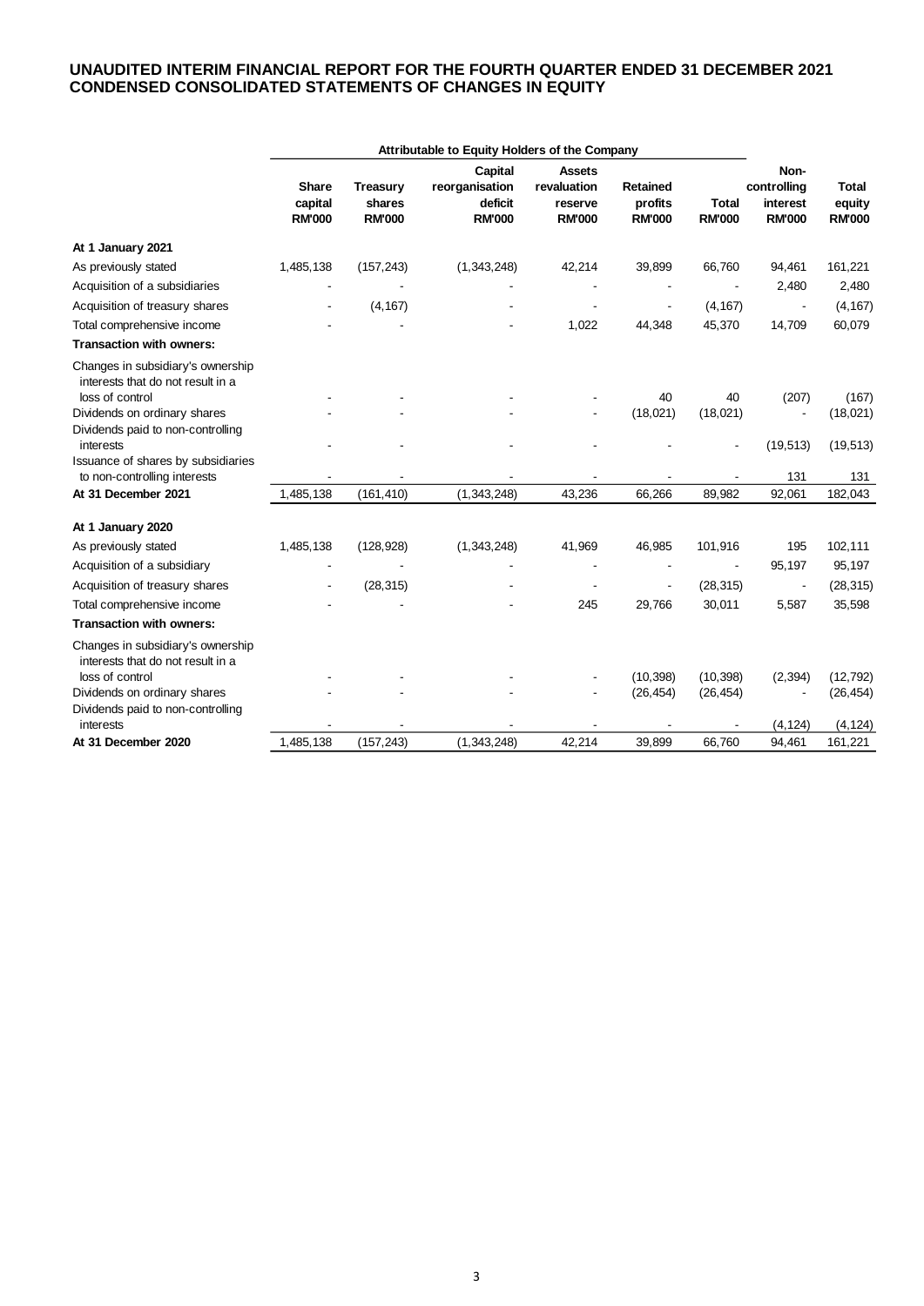# UNAUDITED INTERIM FINANCIAL REPORT FOR THE FOURTH QUARTER ENDED 31 DECEMBER 2021
## CONDENSED CONSOLIDATED STATEMENTS OF CHANGES IN EQUITY

| | Attributable to Equity Holders of the Company | | | | | | | |
|---|---|---|---|---|---|---|---|---|
| | Share capital RM'000 | Treasury shares RM'000 | Capital reorganisation deficit RM'000 | Assets revaluation reserve RM'000 | Retained profits RM'000 | Total RM'000 | Non-controlling interest RM'000 | Total equity RM'000 |
| **At 1 January 2021** | | | | | | | | |
| As previously stated | 1,485,138 | (157,243) | (1,343,248) | 42,214 | 39,899 | 66,760 | 94,461 | 161,221 |
| Acquisition of a subsidiaries | - | - | - | - | - | - | 2,480 | 2,480 |
| Acquisition of treasury shares | - | (4,167) | - | - | - | (4,167) | - | (4,167) |
| Total comprehensive income | - | - | - | 1,022 | 44,348 | 45,370 | 14,709 | 60,079 |
| **Transaction with owners:** | | | | | | | | |
| Changes in subsidiary's ownership interests that do not result in a loss of control | - | - | - | - | 40 | 40 | (207) | (167) |
| Dividends on ordinary shares | - | - | - | - | (18,021) | (18,021) | - | (18,021) |
| Dividends paid to non-controlling interests | - | - | - | - | - | - | (19,513) | (19,513) |
| Issuance of shares by subsidiaries to non-controlling interests | - | - | - | - | - | - | 131 | 131 |
| **At 31 December 2021** | 1,485,138 | (161,410) | (1,343,248) | 43,236 | 66,266 | 89,982 | 92,061 | 182,043 |
| **At 1 January 2020** | | | | | | | | |
| As previously stated | 1,485,138 | (128,928) | (1,343,248) | 41,969 | 46,985 | 101,916 | 195 | 102,111 |
| Acquisition of a subsidiary | - | - | - | - | - | - | 95,197 | 95,197 |
| Acquisition of treasury shares | - | (28,315) | - | - | - | (28,315) | - | (28,315) |
| Total comprehensive income | - | - | - | 245 | 29,766 | 30,011 | 5,587 | 35,598 |
| **Transaction with owners:** | | | | | | | | |
| Changes in subsidiary's ownership interests that do not result in a loss of control | - | - | - | - | (10,398) | (10,398) | (2,394) | (12,792) |
| Dividends on ordinary shares | - | - | - | - | (26,454) | (26,454) | - | (26,454) |
| Dividends paid to non-controlling interests | - | - | - | - | - | - | (4,124) | (4,124) |
| **At 31 December 2020** | 1,485,138 | (157,243) | (1,343,248) | 42,214 | 39,899 | 66,760 | 94,461 | 161,221 |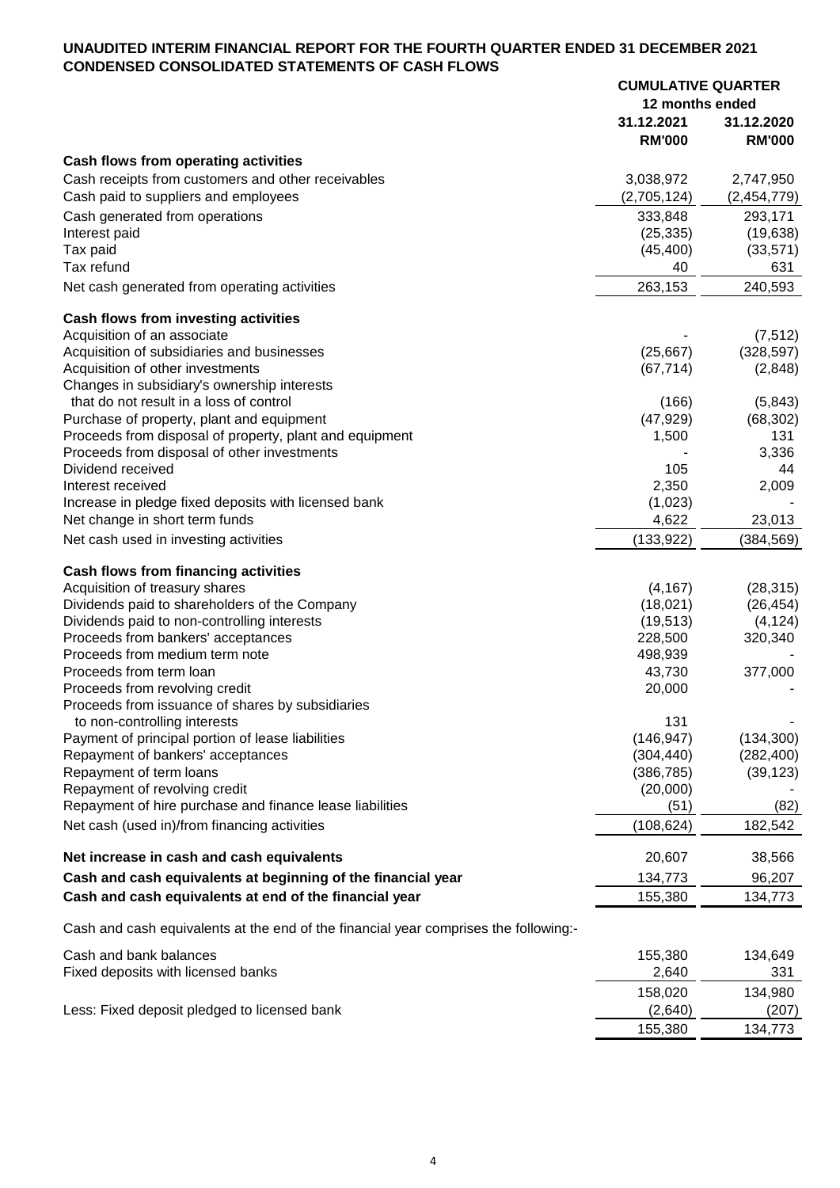**UNAUDITED INTERIM FINANCIAL REPORT FOR THE FOURTH QUARTER ENDED 31 DECEMBER 2021**
**CONDENSED CONSOLIDATED STATEMENTS OF CASH FLOWS**

| | CUMULATIVE QUARTER | |
|---|---|---|
| | 12 months ended | |
| | 31.12.2021 | 31.12.2020 |
| | RM'000 | RM'000 |
| **Cash flows from operating activities** | | |
| Cash receipts from customers and other receivables | 3,038,972 | 2,747,950 |
| Cash paid to suppliers and employees | (2,705,124) | (2,454,779) |
| Cash generated from operations | 333,848 | 293,171 |
| Interest paid | (25,335) | (19,638) |
| Tax paid | (45,400) | (33,571) |
| Tax refund | 40 | 631 |
| Net cash generated from operating activities | 263,153 | 240,593 |
| **Cash flows from investing activities** | | |
| Acquisition of an associate | - | (7,512) |
| Acquisition of subsidiaries and businesses | (25,667) | (328,597) |
| Acquisition of other investments | (67,714) | (2,848) |
| Changes in subsidiary's ownership interests that do not result in a loss of control | (166) | (5,843) |
| Purchase of property, plant and equipment | (47,929) | (68,302) |
| Proceeds from disposal of property, plant and equipment | 1,500 | 131 |
| Proceeds from disposal of other investments | - | 3,336 |
| Dividend received | 105 | 44 |
| Interest received | 2,350 | 2,009 |
| Increase in pledge fixed deposits with licensed bank | (1,023) | - |
| Net change in short term funds | 4,622 | 23,013 |
| Net cash used in investing activities | (133,922) | (384,569) |
| **Cash flows from financing activities** | | |
| Acquisition of treasury shares | (4,167) | (28,315) |
| Dividends paid to shareholders of the Company | (18,021) | (26,454) |
| Dividends paid to non-controlling interests | (19,513) | (4,124) |
| Proceeds from bankers' acceptances | 228,500 | 320,340 |
| Proceeds from medium term note | 498,939 | - |
| Proceeds from term loan | 43,730 | 377,000 |
| Proceeds from revolving credit | 20,000 | - |
| Proceeds from issuance of shares by subsidiaries to non-controlling interests | 131 | - |
| Payment of principal portion of lease liabilities | (146,947) | (134,300) |
| Repayment of bankers' acceptances | (304,440) | (282,400) |
| Repayment of term loans | (386,785) | (39,123) |
| Repayment of revolving credit | (20,000) | - |
| Repayment of hire purchase and finance lease liabilities | (51) | (82) |
| Net cash (used in)/from financing activities | (108,624) | 182,542 |
| **Net increase in cash and cash equivalents** | 20,607 | 38,566 |
| **Cash and cash equivalents at beginning of the financial year** | 134,773 | 96,207 |
| **Cash and cash equivalents at end of the financial year** | 155,380 | 134,773 |

Cash and cash equivalents at the end of the financial year comprises the following:-

| | 31.12.2021 | 31.12.2020 |
|---|---|---|
| Cash and bank balances | 155,380 | 134,649 |
| Fixed deposits with licensed banks | 2,640 | 331 |
| | 158,020 | 134,980 |
| Less: Fixed deposit pledged to licensed bank | (2,640) | (207) |
| | 155,380 | 134,773 |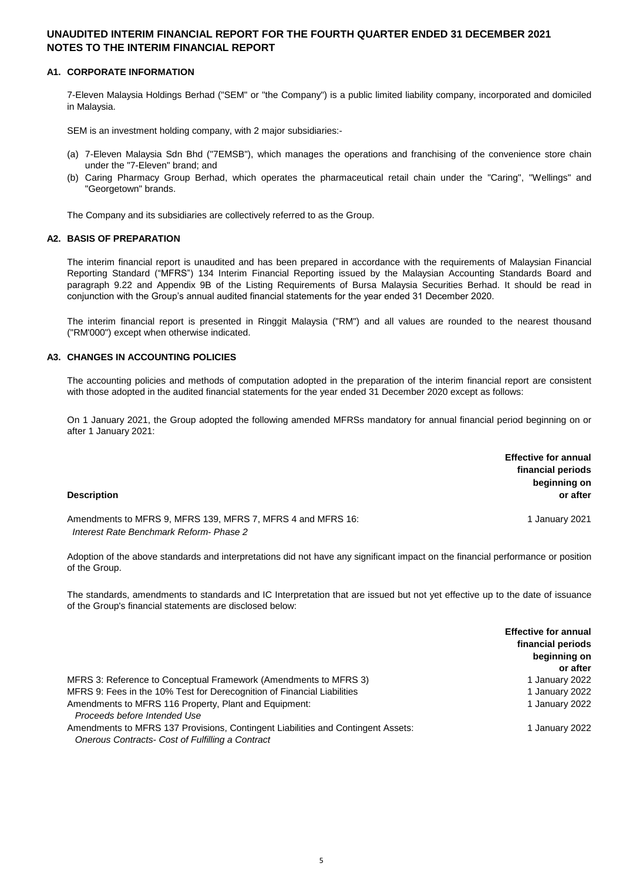# UNAUDITED INTERIM FINANCIAL REPORT FOR THE FOURTH QUARTER ENDED 31 DECEMBER 2021
# NOTES TO THE INTERIM FINANCIAL REPORT

## A1. CORPORATE INFORMATION

7-Eleven Malaysia Holdings Berhad ("SEM" or "the Company") is a public limited liability company, incorporated and domiciled in Malaysia.

SEM is an investment holding company, with 2 major subsidiaries:-

(a) 7-Eleven Malaysia Sdn Bhd ("7EMSB"), which manages the operations and franchising of the convenience store chain under the "7-Eleven" brand; and
(b) Caring Pharmacy Group Berhad, which operates the pharmaceutical retail chain under the "Caring", "Wellings" and "Georgetown" brands.

The Company and its subsidiaries are collectively referred to as the Group.

## A2. BASIS OF PREPARATION

The interim financial report is unaudited and has been prepared in accordance with the requirements of Malaysian Financial Reporting Standard ("MFRS") 134 Interim Financial Reporting issued by the Malaysian Accounting Standards Board and paragraph 9.22 and Appendix 9B of the Listing Requirements of Bursa Malaysia Securities Berhad. It should be read in conjunction with the Group's annual audited financial statements for the year ended 31 December 2020.

The interim financial report is presented in Ringgit Malaysia ("RM") and all values are rounded to the nearest thousand ("RM'000") except when otherwise indicated.

## A3. CHANGES IN ACCOUNTING POLICIES

The accounting policies and methods of computation adopted in the preparation of the interim financial report are consistent with those adopted in the audited financial statements for the year ended 31 December 2020 except as follows:

On 1 January 2021, the Group adopted the following amended MFRSs mandatory for annual financial period beginning on or after 1 January 2021:

| **Description** | **Effective for annual financial periods beginning on or after** |
|---|---|
| Amendments to MFRS 9, MFRS 139, MFRS 7, MFRS 4 and MFRS 16: *Interest Rate Benchmark Reform- Phase 2* | 1 January 2021 |

Adoption of the above standards and interpretations did not have any significant impact on the financial performance or position of the Group.

The standards, amendments to standards and IC Interpretation that are issued but not yet effective up to the date of issuance of the Group's financial statements are disclosed below:

| | **Effective for annual financial periods beginning on or after** |
|---|---|
| MFRS 3: Reference to Conceptual Framework (Amendments to MFRS 3) | 1 January 2022 |
| MFRS 9: Fees in the 10% Test for Derecognition of Financial Liabilities | 1 January 2022 |
| Amendments to MFRS 116 Property, Plant and Equipment: *Proceeds before Intended Use* | 1 January 2022 |
| Amendments to MFRS 137 Provisions, Contingent Liabilities and Contingent Assets: *Onerous Contracts- Cost of Fulfilling a Contract* | 1 January 2022 |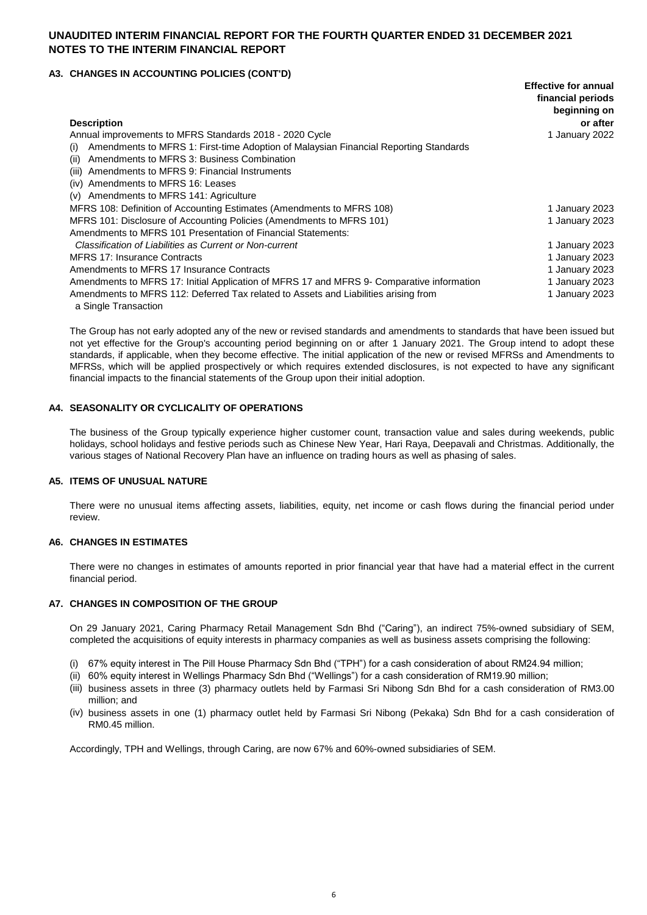# UNAUDITED INTERIM FINANCIAL REPORT FOR THE FOURTH QUARTER ENDED 31 DECEMBER 2021
# NOTES TO THE INTERIM FINANCIAL REPORT

## A3. CHANGES IN ACCOUNTING POLICIES (CONT'D)

| Description | Effective for annual financial periods beginning on or after |
|---|---|
| Annual improvements to MFRS Standards 2018 - 2020 Cycle | 1 January 2022 |
| (i) Amendments to MFRS 1: First-time Adoption of Malaysian Financial Reporting Standards | |
| (ii) Amendments to MFRS 3: Business Combination | |
| (iii) Amendments to MFRS 9: Financial Instruments | |
| (iv) Amendments to MFRS 16: Leases | |
| (v) Amendments to MFRS 141: Agriculture | |
| MFRS 108: Definition of Accounting Estimates (Amendments to MFRS 108) | 1 January 2023 |
| MFRS 101: Disclosure of Accounting Policies (Amendments to MFRS 101) | 1 January 2023 |
| Amendments to MFRS 101 Presentation of Financial Statements: *Classification of Liabilities as Current or Non-current* | 1 January 2023 |
| MFRS 17: Insurance Contracts | 1 January 2023 |
| Amendments to MFRS 17 Insurance Contracts | 1 January 2023 |
| Amendments to MFRS 17: Initial Application of MFRS 17 and MFRS 9- Comparative information | 1 January 2023 |
| Amendments to MFRS 112: Deferred Tax related to Assets and Liabilities arising from a Single Transaction | 1 January 2023 |

The Group has not early adopted any of the new or revised standards and amendments to standards that have been issued but not yet effective for the Group's accounting period beginning on or after 1 January 2021. The Group intend to adopt these standards, if applicable, when they become effective. The initial application of the new or revised MFRSs and Amendments to MFRSs, which will be applied prospectively or which requires extended disclosures, is not expected to have any significant financial impacts to the financial statements of the Group upon their initial adoption.

## A4. SEASONALITY OR CYCLICALITY OF OPERATIONS

The business of the Group typically experience higher customer count, transaction value and sales during weekends, public holidays, school holidays and festive periods such as Chinese New Year, Hari Raya, Deepavali and Christmas. Additionally, the various stages of National Recovery Plan have an influence on trading hours as well as phasing of sales.

## A5. ITEMS OF UNUSUAL NATURE

There were no unusual items affecting assets, liabilities, equity, net income or cash flows during the financial period under review.

## A6. CHANGES IN ESTIMATES

There were no changes in estimates of amounts reported in prior financial year that have had a material effect in the current financial period.

## A7. CHANGES IN COMPOSITION OF THE GROUP

On 29 January 2021, Caring Pharmacy Retail Management Sdn Bhd ("Caring"), an indirect 75%-owned subsidiary of SEM, completed the acquisitions of equity interests in pharmacy companies as well as business assets comprising the following:

(i) 67% equity interest in The Pill House Pharmacy Sdn Bhd ("TPH") for a cash consideration of about RM24.94 million;
(ii) 60% equity interest in Wellings Pharmacy Sdn Bhd ("Wellings") for a cash consideration of RM19.90 million;
(iii) business assets in three (3) pharmacy outlets held by Farmasi Sri Nibong Sdn Bhd for a cash consideration of RM3.00 million; and
(iv) business assets in one (1) pharmacy outlet held by Farmasi Sri Nibong (Pekaka) Sdn Bhd for a cash consideration of RM0.45 million.

Accordingly, TPH and Wellings, through Caring, are now 67% and 60%-owned subsidiaries of SEM.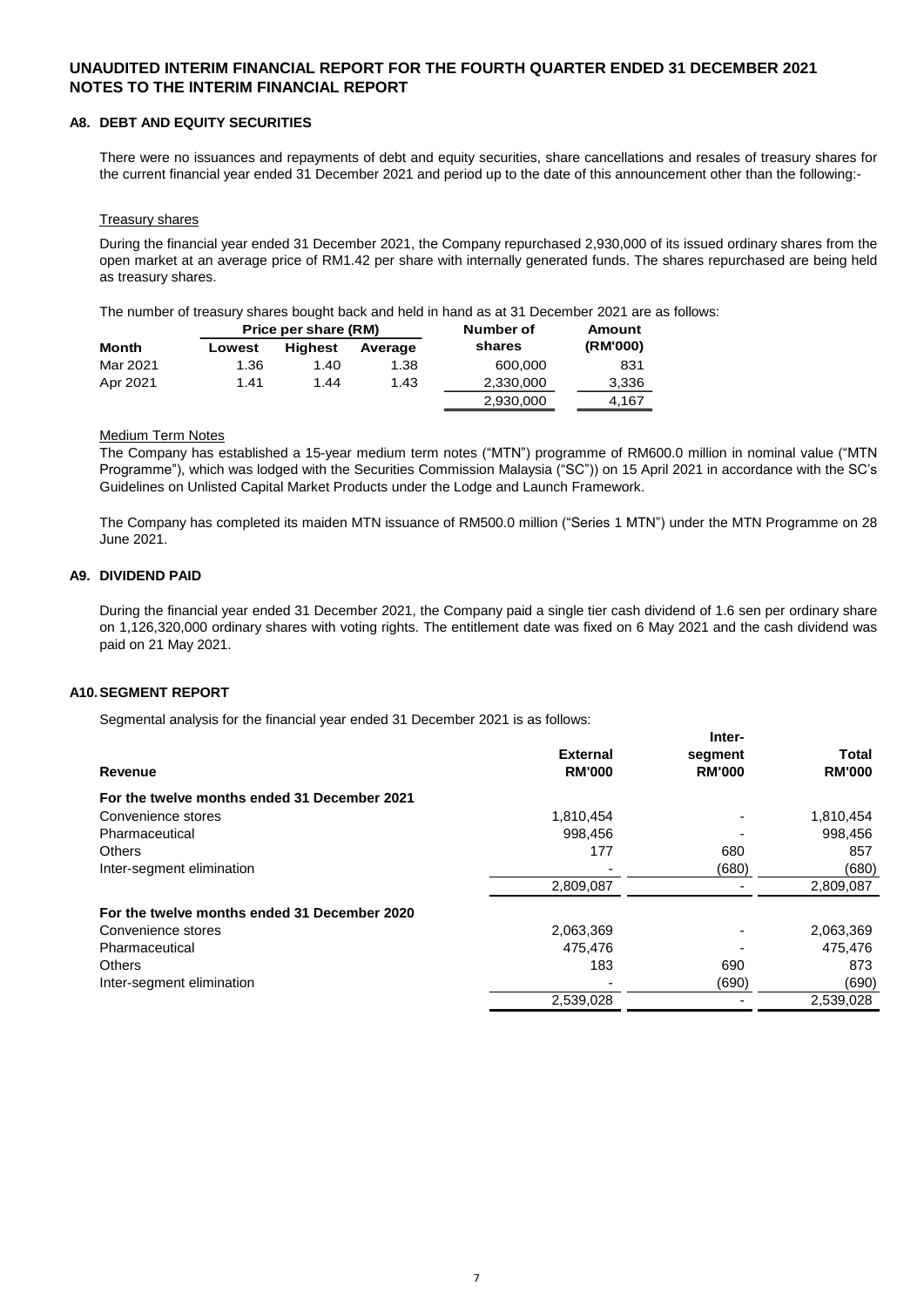# UNAUDITED INTERIM FINANCIAL REPORT FOR THE FOURTH QUARTER ENDED 31 DECEMBER 2021
# NOTES TO THE INTERIM FINANCIAL REPORT

## A8. DEBT AND EQUITY SECURITIES

There were no issuances and repayments of debt and equity securities, share cancellations and resales of treasury shares for the current financial year ended 31 December 2021 and period up to the date of this announcement other than the following:-

### Treasury shares

During the financial year ended 31 December 2021, the Company repurchased 2,930,000 of its issued ordinary shares from the open market at an average price of RM1.42 per share with internally generated funds. The shares repurchased are being held as treasury shares.

The number of treasury shares bought back and held in hand as at 31 December 2021 are as follows:

| | Price per share (RM) | | | Number of | Amount |
|---|---|---|---|---|---|
| **Month** | **Lowest** | **Highest** | **Average** | **shares** | **(RM'000)** |
| Mar 2021 | 1.36 | 1.40 | 1.38 | 600,000 | 831 |
| Apr 2021 | 1.41 | 1.44 | 1.43 | 2,330,000 | 3,336 |
| | | | | 2,930,000 | 4,167 |

### Medium Term Notes

The Company has established a 15-year medium term notes ("MTN") programme of RM600.0 million in nominal value ("MTN Programme"), which was lodged with the Securities Commission Malaysia ("SC")) on 15 April 2021 in accordance with the SC's Guidelines on Unlisted Capital Market Products under the Lodge and Launch Framework.

The Company has completed its maiden MTN issuance of RM500.0 million ("Series 1 MTN") under the MTN Programme on 28 June 2021.

## A9. DIVIDEND PAID

During the financial year ended 31 December 2021, the Company paid a single tier cash dividend of 1.6 sen per ordinary share on 1,126,320,000 ordinary shares with voting rights. The entitlement date was fixed on 6 May 2021 and the cash dividend was paid on 21 May 2021.

## A10. SEGMENT REPORT

Segmental analysis for the financial year ended 31 December 2021 is as follows:

| Revenue | External RM'000 | Inter-segment RM'000 | Total RM'000 |
|---|---|---|---|
| **For the twelve months ended 31 December 2021** | | | |
| Convenience stores | 1,810,454 | - | 1,810,454 |
| Pharmaceutical | 998,456 | - | 998,456 |
| Others | 177 | 680 | 857 |
| Inter-segment elimination | - | (680) | (680) |
| | 2,809,087 | - | 2,809,087 |
| **For the twelve months ended 31 December 2020** | | | |
| Convenience stores | 2,063,369 | - | 2,063,369 |
| Pharmaceutical | 475,476 | - | 475,476 |
| Others | 183 | 690 | 873 |
| Inter-segment elimination | - | (690) | (690) |
| | 2,539,028 | - | 2,539,028 |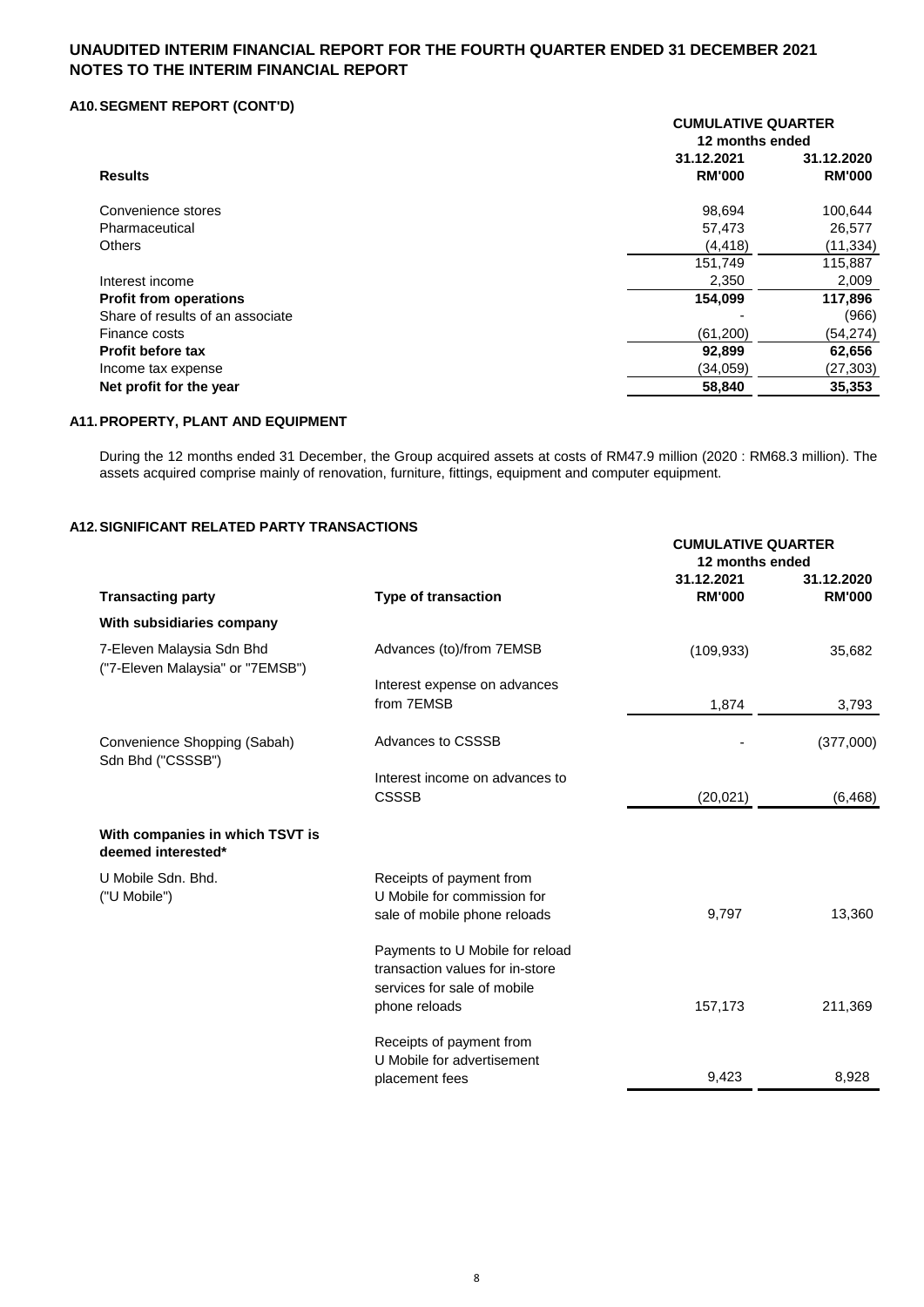**UNAUDITED INTERIM FINANCIAL REPORT FOR THE FOURTH QUARTER ENDED 31 DECEMBER 2021**
**NOTES TO THE INTERIM FINANCIAL REPORT**

### A10. SEGMENT REPORT (CONT'D)

| Results | CUMULATIVE QUARTER 12 months ended 31.12.2021 RM'000 | 31.12.2020 RM'000 |
|---|---|---|
| Convenience stores | 98,694 | 100,644 |
| Pharmaceutical | 57,473 | 26,577 |
| Others | (4,418) | (11,334) |
| | 151,749 | 115,887 |
| Interest income | 2,350 | 2,009 |
| **Profit from operations** | **154,099** | **117,896** |
| Share of results of an associate | - | (966) |
| Finance costs | (61,200) | (54,274) |
| **Profit before tax** | **92,899** | **62,656** |
| Income tax expense | (34,059) | (27,303) |
| **Net profit for the year** | **58,840** | **35,353** |

### A11. PROPERTY, PLANT AND EQUIPMENT

During the 12 months ended 31 December, the Group acquired assets at costs of RM47.9 million (2020 : RM68.3 million). The assets acquired comprise mainly of renovation, furniture, fittings, equipment and computer equipment.

### A12. SIGNIFICANT RELATED PARTY TRANSACTIONS

| Transacting party | Type of transaction | CUMULATIVE QUARTER 12 months ended 31.12.2021 RM'000 | 31.12.2020 RM'000 |
|---|---|---|---|
| **With subsidiaries company** | | | |
| 7-Eleven Malaysia Sdn Bhd ("7-Eleven Malaysia" or "7EMSB") | Advances (to)/from 7EMSB | (109,933) | 35,682 |
| | Interest expense on advances from 7EMSB | 1,874 | 3,793 |
| Convenience Shopping (Sabah) Sdn Bhd ("CSSSB") | Advances to CSSSB | - | (377,000) |
| | Interest income on advances to CSSSB | (20,021) | (6,468) |
| **With companies in which TSVT is deemed interested*** | | | |
| U Mobile Sdn. Bhd. ("U Mobile") | Receipts of payment from U Mobile for commission for sale of mobile phone reloads | 9,797 | 13,360 |
| | Payments to U Mobile for reload transaction values for in-store services for sale of mobile phone reloads | 157,173 | 211,369 |
| | Receipts of payment from U Mobile for advertisement placement fees | 9,423 | 8,928 |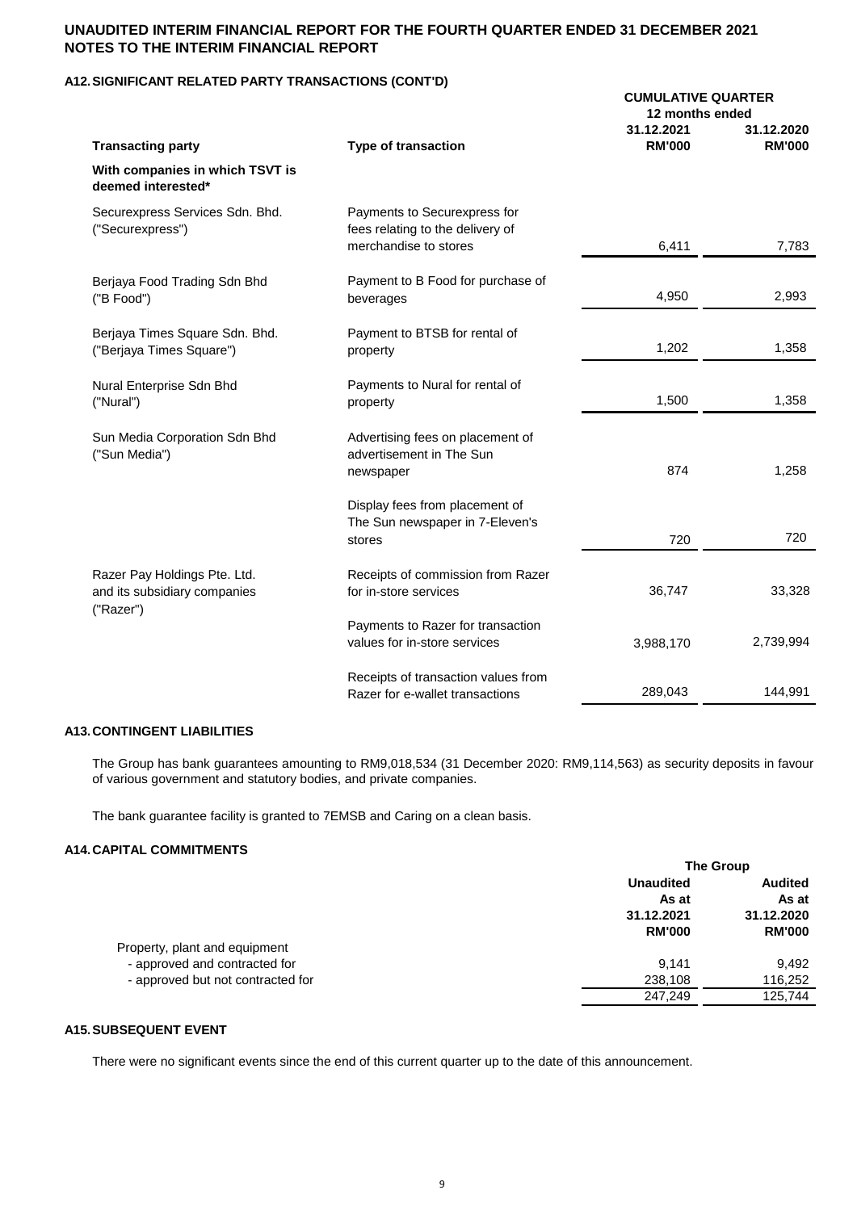## A12. SIGNIFICANT RELATED PARTY TRANSACTIONS (CONT'D)

| Transacting party | Type of transaction | CUMULATIVE QUARTER 12 months ended 31.12.2021 RM'000 | 31.12.2020 RM'000 |
|---|---|---|---|
| **With companies in which TSVT is deemed interested*** | | | |
| Securexpress Services Sdn. Bhd. ("Securexpress") | Payments to Securexpress for fees relating to the delivery of merchandise to stores | 6,411 | 7,783 |
| Berjaya Food Trading Sdn Bhd ("B Food") | Payment to B Food for purchase of beverages | 4,950 | 2,993 |
| Berjaya Times Square Sdn. Bhd. ("Berjaya Times Square") | Payment to BTSB for rental of property | 1,202 | 1,358 |
| Nural Enterprise Sdn Bhd ("Nural") | Payments to Nural for rental of property | 1,500 | 1,358 |
| Sun Media Corporation Sdn Bhd ("Sun Media") | Advertising fees on placement of advertisement in The Sun newspaper | 874 | 1,258 |
| | Display fees from placement of The Sun newspaper in 7-Eleven's stores | 720 | 720 |
| Razer Pay Holdings Pte. Ltd. and its subsidiary companies ("Razer") | Receipts of commission from Razer for in-store services | 36,747 | 33,328 |
| | Payments to Razer for transaction values for in-store services | 3,988,170 | 2,739,994 |
| | Receipts of transaction values from Razer for e-wallet transactions | 289,043 | 144,991 |

## A13. CONTINGENT LIABILITIES

The Group has bank guarantees amounting to RM9,018,534 (31 December 2020: RM9,114,563) as security deposits in favour of various government and statutory bodies, and private companies.

The bank guarantee facility is granted to 7EMSB and Caring on a clean basis.

## A14. CAPITAL COMMITMENTS

| | The Group Unaudited As at 31.12.2021 RM'000 | Audited As at 31.12.2020 RM'000 |
|---|---|---|
| Property, plant and equipment | | |
| - approved and contracted for | 9,141 | 9,492 |
| - approved but not contracted for | 238,108 | 116,252 |
| | 247,249 | 125,744 |

## A15. SUBSEQUENT EVENT

There were no significant events since the end of this current quarter up to the date of this announcement.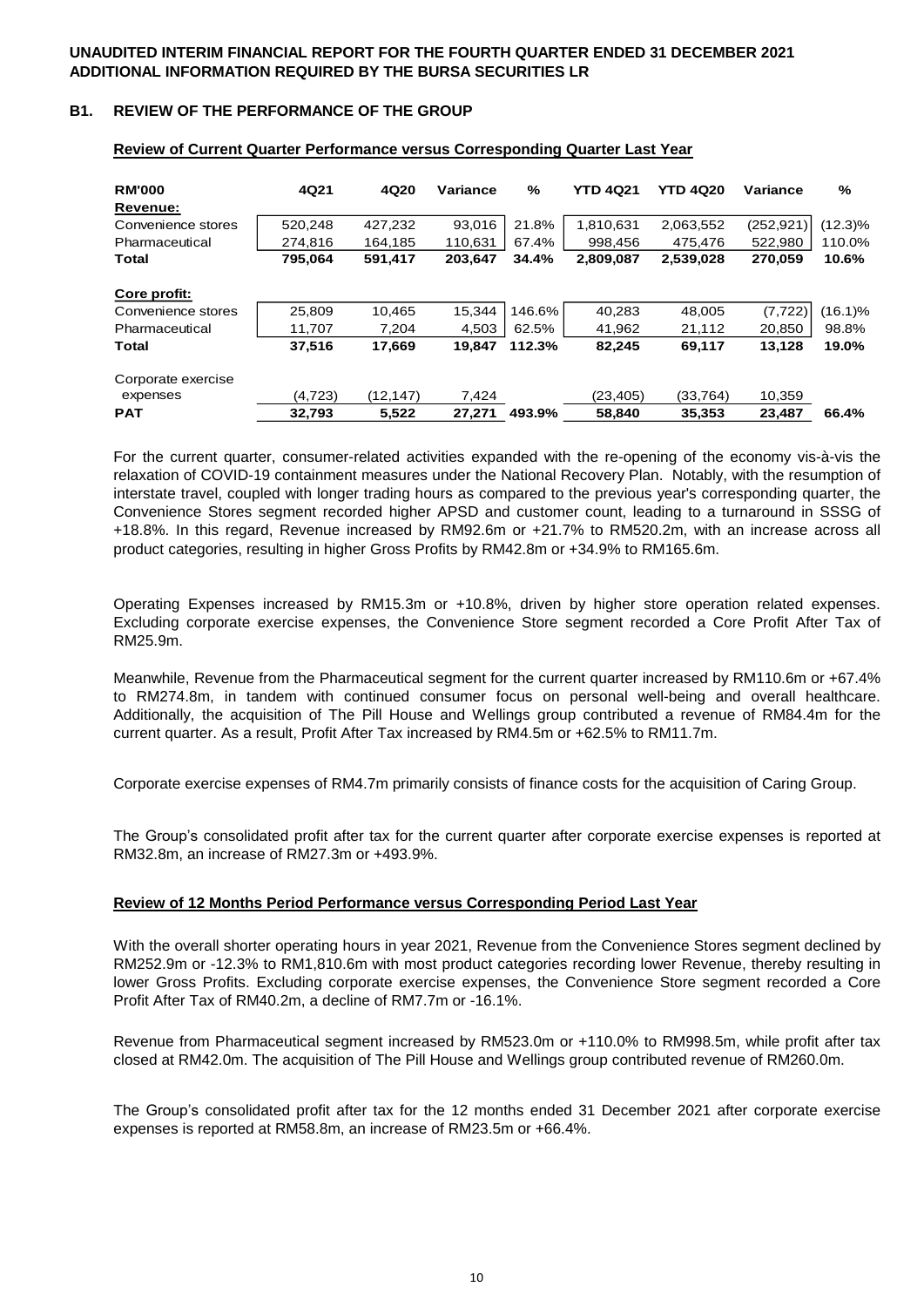**UNAUDITED INTERIM FINANCIAL REPORT FOR THE FOURTH QUARTER ENDED 31 DECEMBER 2021**
**ADDITIONAL INFORMATION REQUIRED BY THE BURSA SECURITIES LR**

## B1. REVIEW OF THE PERFORMANCE OF THE GROUP

### Review of Current Quarter Performance versus Corresponding Quarter Last Year

| RM'000 | 4Q21 | 4Q20 | Variance | % | YTD 4Q21 | YTD 4Q20 | Variance | % |
|---|---|---|---|---|---|---|---|---|
| **Revenue:** | | | | | | | | |
| Convenience stores | 520,248 | 427,232 | 93,016 | 21.8% | 1,810,631 | 2,063,552 | (252,921) | (12.3)% |
| Pharmaceutical | 274,816 | 164,185 | 110,631 | 67.4% | 998,456 | 475,476 | 522,980 | 110.0% |
| **Total** | **795,064** | **591,417** | **203,647** | **34.4%** | **2,809,087** | **2,539,028** | **270,059** | **10.6%** |
| **Core profit:** | | | | | | | | |
| Convenience stores | 25,809 | 10,465 | 15,344 | 146.6% | 40,283 | 48,005 | (7,722) | (16.1)% |
| Pharmaceutical | 11,707 | 7,204 | 4,503 | 62.5% | 41,962 | 21,112 | 20,850 | 98.8% |
| **Total** | **37,516** | **17,669** | **19,847** | **112.3%** | **82,245** | **69,117** | **13,128** | **19.0%** |
| Corporate exercise expenses | (4,723) | (12,147) | 7,424 | | (23,405) | (33,764) | 10,359 | |
| **PAT** | **32,793** | **5,522** | **27,271** | **493.9%** | **58,840** | **35,353** | **23,487** | **66.4%** |

For the current quarter, consumer-related activities expanded with the re-opening of the economy vis-à-vis the relaxation of COVID-19 containment measures under the National Recovery Plan. Notably, with the resumption of interstate travel, coupled with longer trading hours as compared to the previous year's corresponding quarter, the Convenience Stores segment recorded higher APSD and customer count, leading to a turnaround in SSSG of +18.8%. In this regard, Revenue increased by RM92.6m or +21.7% to RM520.2m, with an increase across all product categories, resulting in higher Gross Profits by RM42.8m or +34.9% to RM165.6m.

Operating Expenses increased by RM15.3m or +10.8%, driven by higher store operation related expenses. Excluding corporate exercise expenses, the Convenience Store segment recorded a Core Profit After Tax of RM25.9m.

Meanwhile, Revenue from the Pharmaceutical segment for the current quarter increased by RM110.6m or +67.4% to RM274.8m, in tandem with continued consumer focus on personal well-being and overall healthcare. Additionally, the acquisition of The Pill House and Wellings group contributed a revenue of RM84.4m for the current quarter. As a result, Profit After Tax increased by RM4.5m or +62.5% to RM11.7m.

Corporate exercise expenses of RM4.7m primarily consists of finance costs for the acquisition of Caring Group.

The Group's consolidated profit after tax for the current quarter after corporate exercise expenses is reported at RM32.8m, an increase of RM27.3m or +493.9%.

### Review of 12 Months Period Performance versus Corresponding Period Last Year

With the overall shorter operating hours in year 2021, Revenue from the Convenience Stores segment declined by RM252.9m or -12.3% to RM1,810.6m with most product categories recording lower Revenue, thereby resulting in lower Gross Profits. Excluding corporate exercise expenses, the Convenience Store segment recorded a Core Profit After Tax of RM40.2m, a decline of RM7.7m or -16.1%.

Revenue from Pharmaceutical segment increased by RM523.0m or +110.0% to RM998.5m, while profit after tax closed at RM42.0m. The acquisition of The Pill House and Wellings group contributed revenue of RM260.0m.

The Group's consolidated profit after tax for the 12 months ended 31 December 2021 after corporate exercise expenses is reported at RM58.8m, an increase of RM23.5m or +66.4%.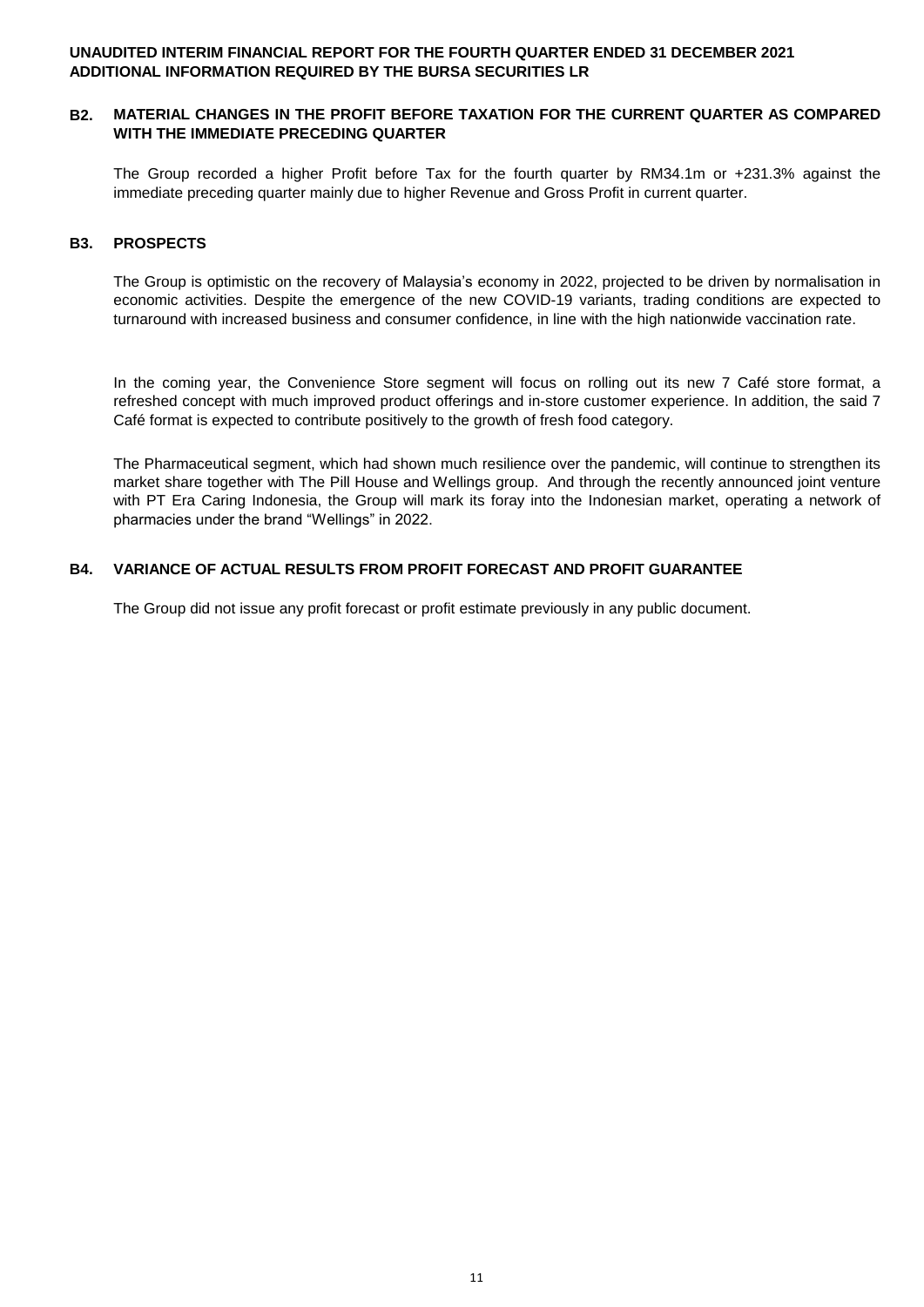**UNAUDITED INTERIM FINANCIAL REPORT FOR THE FOURTH QUARTER ENDED 31 DECEMBER 2021**
**ADDITIONAL INFORMATION REQUIRED BY THE BURSA SECURITIES LR**

## B2. MATERIAL CHANGES IN THE PROFIT BEFORE TAXATION FOR THE CURRENT QUARTER AS COMPARED WITH THE IMMEDIATE PRECEDING QUARTER

The Group recorded a higher Profit before Tax for the fourth quarter by RM34.1m or +231.3% against the immediate preceding quarter mainly due to higher Revenue and Gross Profit in current quarter.

## B3. PROSPECTS

The Group is optimistic on the recovery of Malaysia's economy in 2022, projected to be driven by normalisation in economic activities. Despite the emergence of the new COVID-19 variants, trading conditions are expected to turnaround with increased business and consumer confidence, in line with the high nationwide vaccination rate.

In the coming year, the Convenience Store segment will focus on rolling out its new 7 Café store format, a refreshed concept with much improved product offerings and in-store customer experience. In addition, the said 7 Café format is expected to contribute positively to the growth of fresh food category.

The Pharmaceutical segment, which had shown much resilience over the pandemic, will continue to strengthen its market share together with The Pill House and Wellings group. And through the recently announced joint venture with PT Era Caring Indonesia, the Group will mark its foray into the Indonesian market, operating a network of pharmacies under the brand "Wellings" in 2022.

## B4. VARIANCE OF ACTUAL RESULTS FROM PROFIT FORECAST AND PROFIT GUARANTEE

The Group did not issue any profit forecast or profit estimate previously in any public document.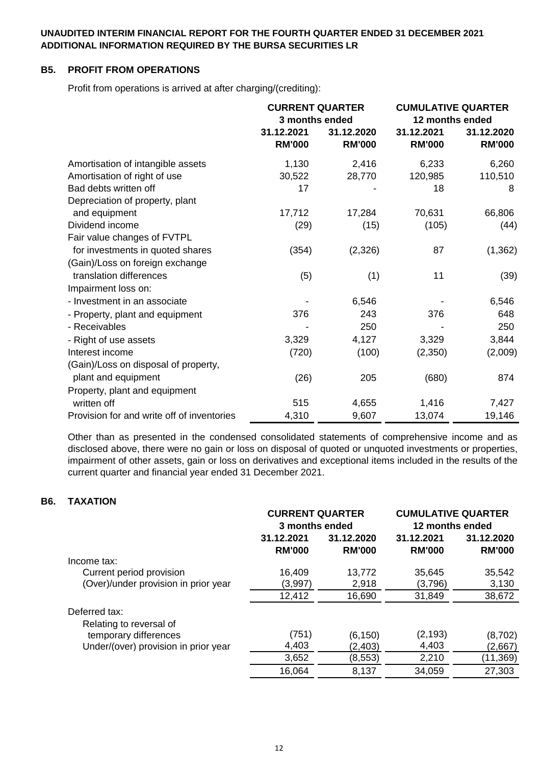**UNAUDITED INTERIM FINANCIAL REPORT FOR THE FOURTH QUARTER ENDED 31 DECEMBER 2021**
**ADDITIONAL INFORMATION REQUIRED BY THE BURSA SECURITIES LR**

## B5. PROFIT FROM OPERATIONS

Profit from operations is arrived at after charging/(crediting):

| | CURRENT QUARTER 3 months ended | | CUMULATIVE QUARTER 12 months ended | |
|---|---|---|---|---|
| | 31.12.2021 RM'000 | 31.12.2020 RM'000 | 31.12.2021 RM'000 | 31.12.2020 RM'000 |
| Amortisation of intangible assets | 1,130 | 2,416 | 6,233 | 6,260 |
| Amortisation of right of use | 30,522 | 28,770 | 120,985 | 110,510 |
| Bad debts written off | 17 | - | 18 | 8 |
| Depreciation of property, plant and equipment | 17,712 | 17,284 | 70,631 | 66,806 |
| Dividend income | (29) | (15) | (105) | (44) |
| Fair value changes of FVTPL for investments in quoted shares | (354) | (2,326) | 87 | (1,362) |
| (Gain)/Loss on foreign exchange translation differences | (5) | (1) | 11 | (39) |
| Impairment loss on: | | | | |
| - Investment in an associate | - | 6,546 | - | 6,546 |
| - Property, plant and equipment | 376 | 243 | 376 | 648 |
| - Receivables | - | 250 | - | 250 |
| - Right of use assets | 3,329 | 4,127 | 3,329 | 3,844 |
| Interest income | (720) | (100) | (2,350) | (2,009) |
| (Gain)/Loss on disposal of property, plant and equipment | (26) | 205 | (680) | 874 |
| Property, plant and equipment written off | 515 | 4,655 | 1,416 | 7,427 |
| Provision for and write off of inventories | 4,310 | 9,607 | 13,074 | 19,146 |

Other than as presented in the condensed consolidated statements of comprehensive income and as disclosed above, there were no gain or loss on disposal of quoted or unquoted investments or properties, impairment of other assets, gain or loss on derivatives and exceptional items included in the results of the current quarter and financial year ended 31 December 2021.

## B6. TAXATION

| | CURRENT QUARTER 3 months ended | | CUMULATIVE QUARTER 12 months ended | |
|---|---|---|---|---|
| | 31.12.2021 RM'000 | 31.12.2020 RM'000 | 31.12.2021 RM'000 | 31.12.2020 RM'000 |
| Income tax: | | | | |
| Current period provision | 16,409 | 13,772 | 35,645 | 35,542 |
| (Over)/under provision in prior year | (3,997) | 2,918 | (3,796) | 3,130 |
| | 12,412 | 16,690 | 31,849 | 38,672 |
| Deferred tax: | | | | |
| Relating to reversal of temporary differences | (751) | (6,150) | (2,193) | (8,702) |
| Under/(over) provision in prior year | 4,403 | (2,403) | 4,403 | (2,667) |
| | 3,652 | (8,553) | 2,210 | (11,369) |
| | 16,064 | 8,137 | 34,059 | 27,303 |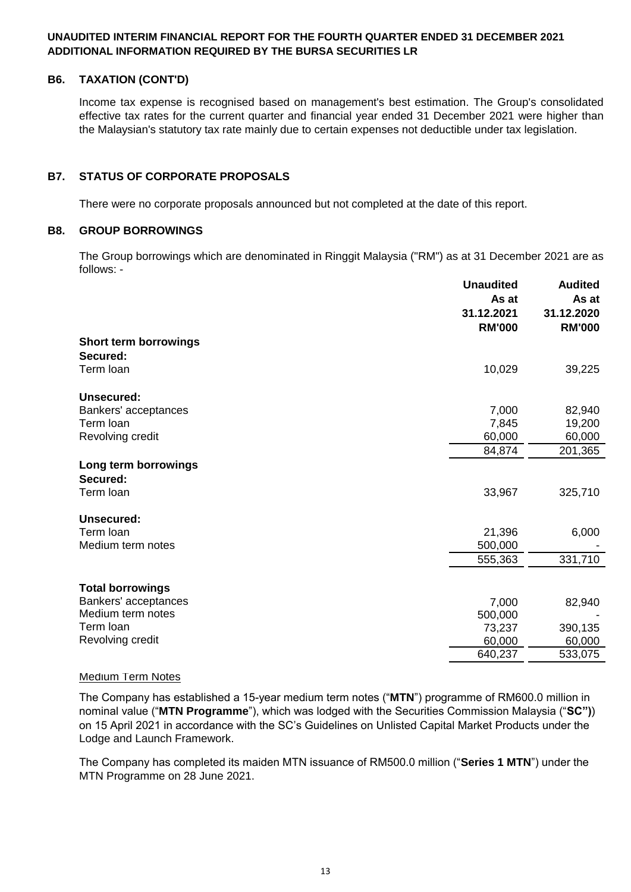**UNAUDITED INTERIM FINANCIAL REPORT FOR THE FOURTH QUARTER ENDED 31 DECEMBER 2021**
**ADDITIONAL INFORMATION REQUIRED BY THE BURSA SECURITIES LR**

## B6. TAXATION (CONT'D)

Income tax expense is recognised based on management's best estimation. The Group's consolidated effective tax rates for the current quarter and financial year ended 31 December 2021 were higher than the Malaysian's statutory tax rate mainly due to certain expenses not deductible under tax legislation.

## B7. STATUS OF CORPORATE PROPOSALS

There were no corporate proposals announced but not completed at the date of this report.

## B8. GROUP BORROWINGS

The Group borrowings which are denominated in Ringgit Malaysia ("RM") as at 31 December 2021 are as follows: -

| | Unaudited As at 31.12.2021 RM'000 | Audited As at 31.12.2020 RM'000 |
|---|---|---|
| **Short term borrowings** | | |
| **Secured:** | | |
| Term loan | 10,029 | 39,225 |
| **Unsecured:** | | |
| Bankers' acceptances | 7,000 | 82,940 |
| Term loan | 7,845 | 19,200 |
| Revolving credit | 60,000 | 60,000 |
| | 84,874 | 201,365 |
| **Long term borrowings** | | |
| **Secured:** | | |
| Term loan | 33,967 | 325,710 |
| **Unsecured:** | | |
| Term loan | 21,396 | 6,000 |
| Medium term notes | 500,000 | - |
| | 555,363 | 331,710 |
| **Total borrowings** | | |
| Bankers' acceptances | 7,000 | 82,940 |
| Medium term notes | 500,000 | - |
| Term loan | 73,237 | 390,135 |
| Revolving credit | 60,000 | 60,000 |
| | 640,237 | 533,075 |

Medium Term Notes

The Company has established a 15-year medium term notes ("**MTN**") programme of RM600.0 million in nominal value ("**MTN Programme**"), which was lodged with the Securities Commission Malaysia ("**SC"**)) on 15 April 2021 in accordance with the SC's Guidelines on Unlisted Capital Market Products under the Lodge and Launch Framework.

The Company has completed its maiden MTN issuance of RM500.0 million ("**Series 1 MTN**") under the MTN Programme on 28 June 2021.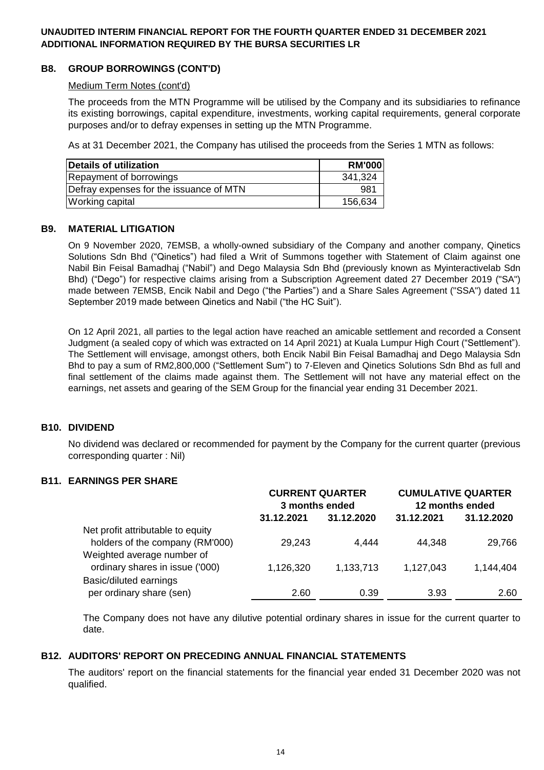**UNAUDITED INTERIM FINANCIAL REPORT FOR THE FOURTH QUARTER ENDED 31 DECEMBER 2021**
**ADDITIONAL INFORMATION REQUIRED BY THE BURSA SECURITIES LR**

## B8. GROUP BORROWINGS (CONT'D)

Medium Term Notes (cont'd)

The proceeds from the MTN Programme will be utilised by the Company and its subsidiaries to refinance its existing borrowings, capital expenditure, investments, working capital requirements, general corporate purposes and/or to defray expenses in setting up the MTN Programme.

As at 31 December 2021, the Company has utilised the proceeds from the Series 1 MTN as follows:

| Details of utilization | RM'000 |
|---|---|
| Repayment of borrowings | 341,324 |
| Defray expenses for the issuance of MTN | 981 |
| Working capital | 156,634 |

## B9. MATERIAL LITIGATION

On 9 November 2020, 7EMSB, a wholly-owned subsidiary of the Company and another company, Qinetics Solutions Sdn Bhd ("Qinetics") had filed a Writ of Summons together with Statement of Claim against one Nabil Bin Feisal Bamadhaj ("Nabil") and Dego Malaysia Sdn Bhd (previously known as Myinteractivelab Sdn Bhd) ("Dego") for respective claims arising from a Subscription Agreement dated 27 December 2019 ("SA") made between 7EMSB, Encik Nabil and Dego ("the Parties") and a Share Sales Agreement ("SSA") dated 11 September 2019 made between Qinetics and Nabil ("the HC Suit").

On 12 April 2021, all parties to the legal action have reached an amicable settlement and recorded a Consent Judgment (a sealed copy of which was extracted on 14 April 2021) at Kuala Lumpur High Court ("Settlement"). The Settlement will envisage, amongst others, both Encik Nabil Bin Feisal Bamadhaj and Dego Malaysia Sdn Bhd to pay a sum of RM2,800,000 ("Settlement Sum") to 7-Eleven and Qinetics Solutions Sdn Bhd as full and final settlement of the claims made against them. The Settlement will not have any material effect on the earnings, net assets and gearing of the SEM Group for the financial year ending 31 December 2021.

## B10. DIVIDEND

No dividend was declared or recommended for payment by the Company for the current quarter (previous corresponding quarter : Nil)

## B11. EARNINGS PER SHARE

| | CURRENT QUARTER 3 months ended | | CUMULATIVE QUARTER 12 months ended | |
|---|---|---|---|---|
| | 31.12.2021 | 31.12.2020 | 31.12.2021 | 31.12.2020 |
| Net profit attributable to equity holders of the company (RM'000) | 29,243 | 4,444 | 44,348 | 29,766 |
| Weighted average number of ordinary shares in issue ('000) | 1,126,320 | 1,133,713 | 1,127,043 | 1,144,404 |
| Basic/diluted earnings per ordinary share (sen) | 2.60 | 0.39 | 3.93 | 2.60 |

The Company does not have any dilutive potential ordinary shares in issue for the current quarter to date.

## B12. AUDITORS' REPORT ON PRECEDING ANNUAL FINANCIAL STATEMENTS

The auditors' report on the financial statements for the financial year ended 31 December 2020 was not qualified.